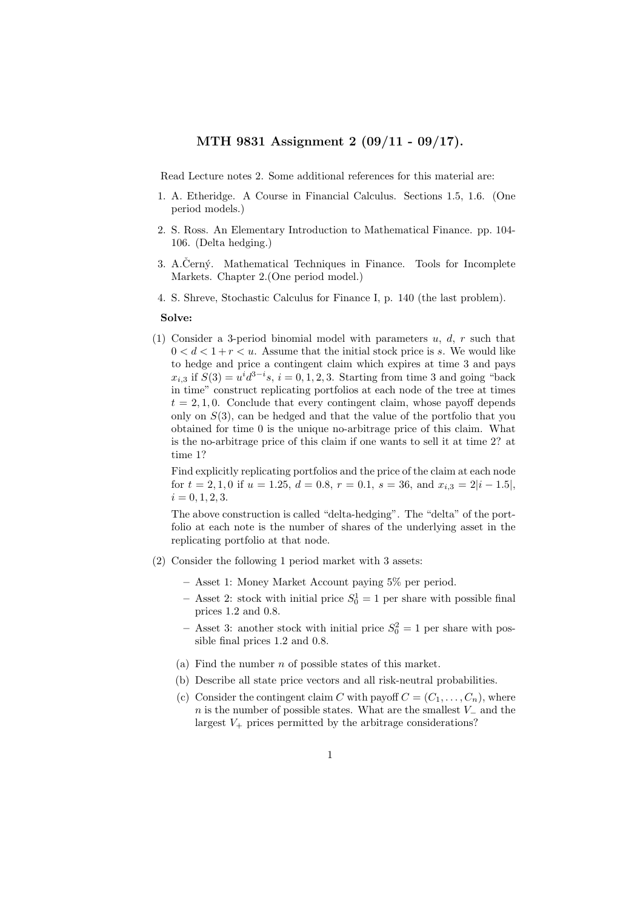# MTH 9831 Assignment 2 (09/11 - 09/17).

Read Lecture notes 2. Some additional references for this material are:

1. A. Etheridge. A Course in Financial Calculus. Sections 1.5, 1.6. (One period models.)
2. S. Ross. An Elementary Introduction to Mathematical Finance. pp. 104-106. (Delta hedging.)
3. A.Černý. Mathematical Techniques in Finance. Tools for Incomplete Markets. Chapter 2.(One period model.)
4. S. Shreve, Stochastic Calculus for Finance I, p. 140 (the last problem).

**Solve:**

(1) Consider a 3-period binomial model with parameters $u$, $d$, $r$ such that $0 < d < 1 + r < u$. Assume that the initial stock price is $s$. We would like to hedge and price a contingent claim which expires at time 3 and pays $x_{i,3}$ if $S(3) = u^i d^{3-i} s$, $i = 0, 1, 2, 3$. Starting from time 3 and going "back in time" construct replicating portfolios at each node of the tree at times $t = 2, 1, 0$. Conclude that every contingent claim, whose payoff depends only on $S(3)$, can be hedged and that the value of the portfolio that you obtained for time 0 is the unique no-arbitrage price of this claim. What is the no-arbitrage price of this claim if one wants to sell it at time 2? at time 1?

Find explicitly replicating portfolios and the price of the claim at each node for $t = 2, 1, 0$ if $u = 1.25$, $d = 0.8$, $r = 0.1$, $s = 36$, and $x_{i,3} = 2|i - 1.5|$, $i = 0, 1, 2, 3$.

The above construction is called "delta-hedging". The "delta" of the portfolio at each note is the number of shares of the underlying asset in the replicating portfolio at that node.

(2) Consider the following 1 period market with 3 assets:

- Asset 1: Money Market Account paying 5% per period.
- Asset 2: stock with initial price $S_0^1 = 1$ per share with possible final prices 1.2 and 0.8.
- Asset 3: another stock with initial price $S_0^2 = 1$ per share with possible final prices 1.2 and 0.8.

(a) Find the number $n$ of possible states of this market.

(b) Describe all state price vectors and all risk-neutral probabilities.

(c) Consider the contingent claim $C$ with payoff $C = (C_1, \ldots, C_n)$, where $n$ is the number of possible states. What are the smallest $V_-$ and the largest $V_+$ prices permitted by the arbitrage considerations?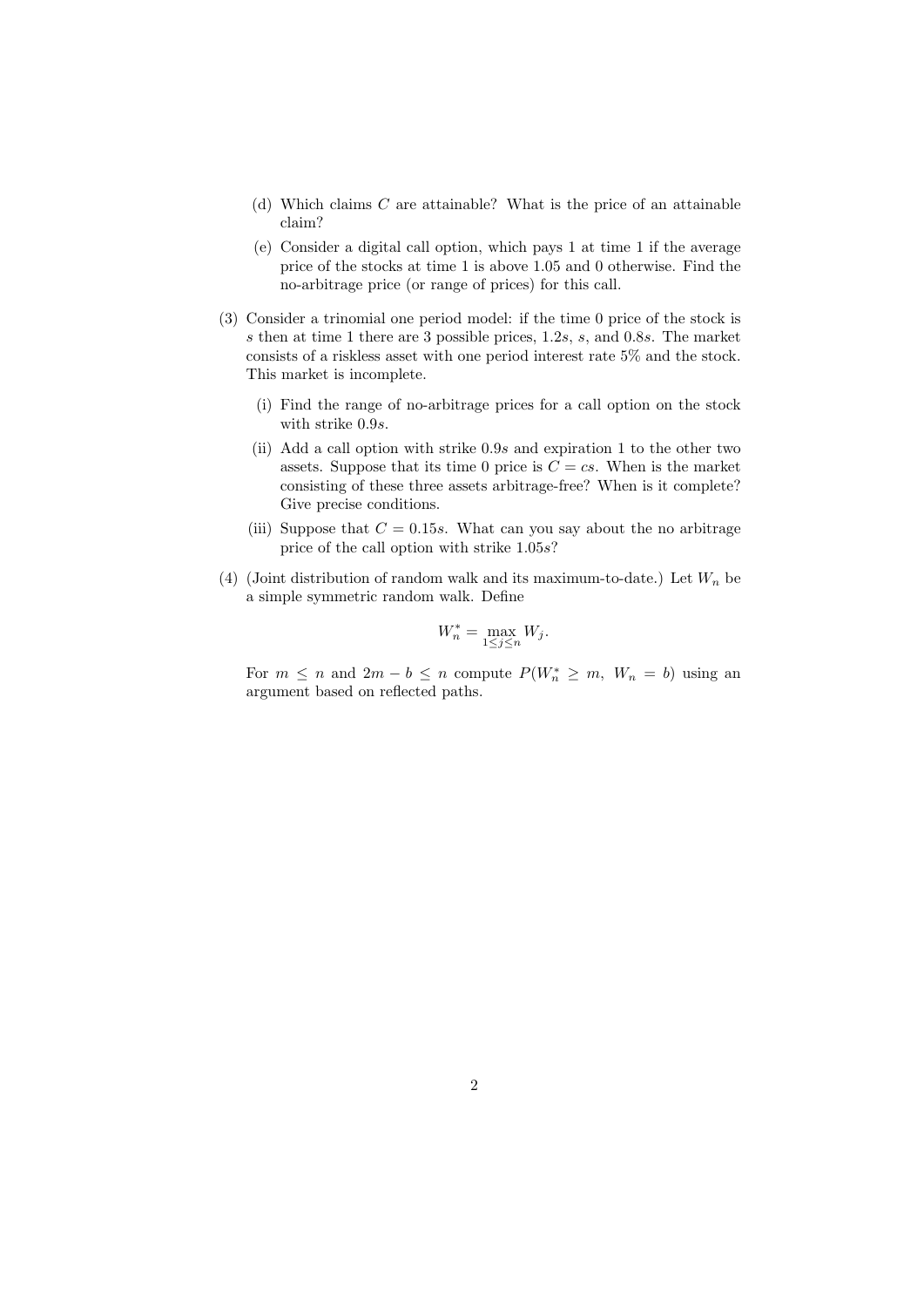(d) Which claims $C$ are attainable? What is the price of an attainable claim?

(e) Consider a digital call option, which pays 1 at time 1 if the average price of the stocks at time 1 is above 1.05 and 0 otherwise. Find the no-arbitrage price (or range of prices) for this call.

(3) Consider a trinomial one period model: if the time 0 price of the stock is $s$ then at time 1 there are 3 possible prices, $1.2s$, $s$, and $0.8s$. The market consists of a riskless asset with one period interest rate 5% and the stock. This market is incomplete.

(i) Find the range of no-arbitrage prices for a call option on the stock with strike $0.9s$.

(ii) Add a call option with strike $0.9s$ and expiration 1 to the other two assets. Suppose that its time 0 price is $C = cs$. When is the market consisting of these three assets arbitrage-free? When is it complete? Give precise conditions.

(iii) Suppose that $C = 0.15s$. What can you say about the no arbitrage price of the call option with strike $1.05s$?

(4) (Joint distribution of random walk and its maximum-to-date.) Let $W_n$ be a simple symmetric random walk. Define

$$W_n^* = \max_{1 \leq j \leq n} W_j.$$

For $m \leq n$ and $2m - b \leq n$ compute $P(W_n^* \geq m, \ W_n = b)$ using an argument based on reflected paths.